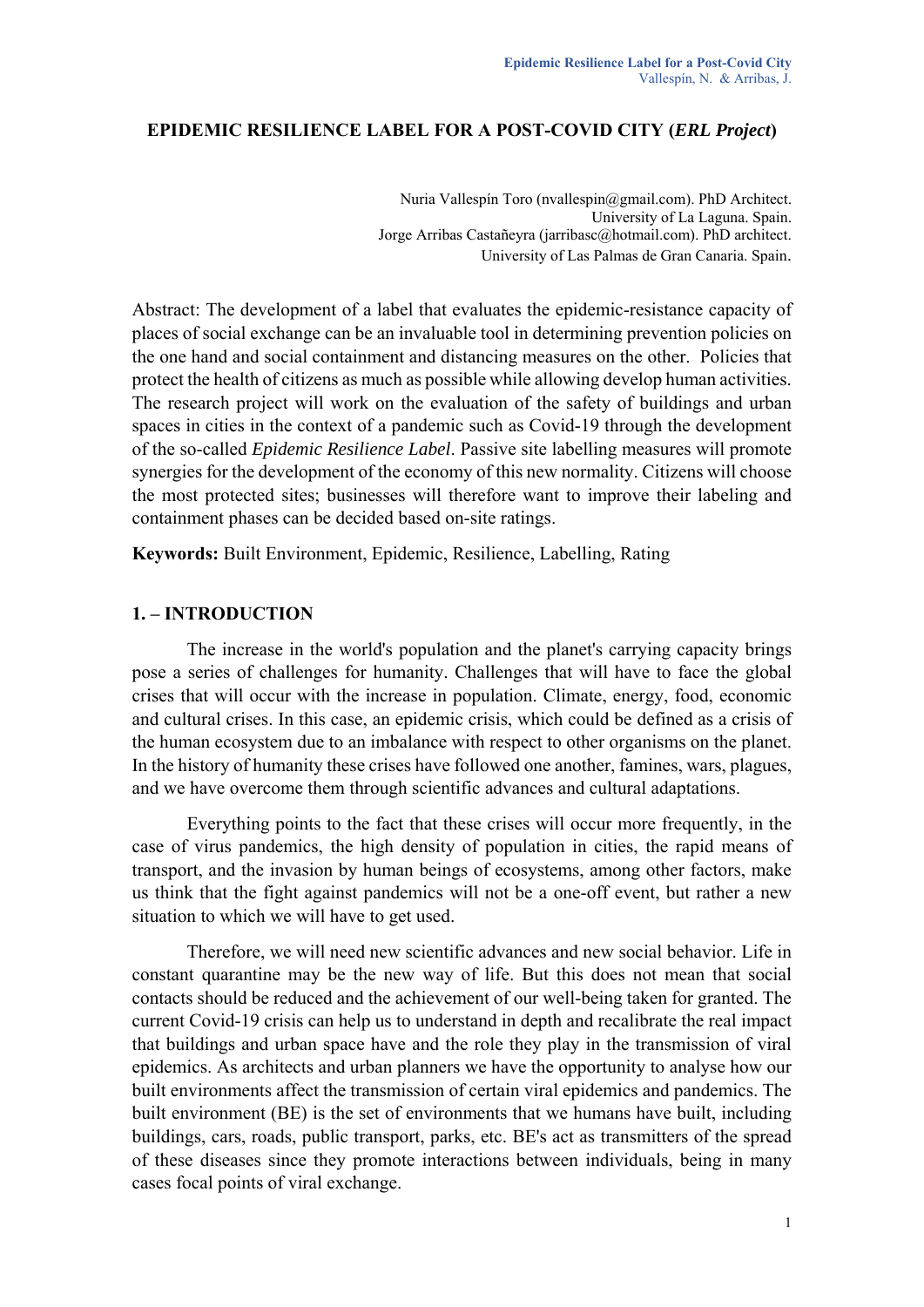# EPIDEMIC RESILIENCE LABEL FOR A POST-COVID CITY (*ERL Project*)

Nuria Vallespín Toro (nvallespin@gmail.com). PhD Architect.
University of La Laguna. Spain.
Jorge Arribas Castañeyra (jarribasc@hotmail.com). PhD architect.
University of Las Palmas de Gran Canaria. Spain.

Abstract: The development of a label that evaluates the epidemic-resistance capacity of places of social exchange can be an invaluable tool in determining prevention policies on the one hand and social containment and distancing measures on the other. Policies that protect the health of citizens as much as possible while allowing develop human activities. The research project will work on the evaluation of the safety of buildings and urban spaces in cities in the context of a pandemic such as Covid-19 through the development of the so-called *Epidemic Resilience Label*. Passive site labelling measures will promote synergies for the development of the economy of this new normality. Citizens will choose the most protected sites; businesses will therefore want to improve their labeling and containment phases can be decided based on-site ratings.

**Keywords:** Built Environment, Epidemic, Resilience, Labelling, Rating

## 1. – INTRODUCTION

The increase in the world's population and the planet's carrying capacity brings pose a series of challenges for humanity. Challenges that will have to face the global crises that will occur with the increase in population. Climate, energy, food, economic and cultural crises. In this case, an epidemic crisis, which could be defined as a crisis of the human ecosystem due to an imbalance with respect to other organisms on the planet. In the history of humanity these crises have followed one another, famines, wars, plagues, and we have overcome them through scientific advances and cultural adaptations.

Everything points to the fact that these crises will occur more frequently, in the case of virus pandemics, the high density of population in cities, the rapid means of transport, and the invasion by human beings of ecosystems, among other factors, make us think that the fight against pandemics will not be a one-off event, but rather a new situation to which we will have to get used.

Therefore, we will need new scientific advances and new social behavior. Life in constant quarantine may be the new way of life. But this does not mean that social contacts should be reduced and the achievement of our well-being taken for granted. The current Covid-19 crisis can help us to understand in depth and recalibrate the real impact that buildings and urban space have and the role they play in the transmission of viral epidemics. As architects and urban planners we have the opportunity to analyse how our built environments affect the transmission of certain viral epidemics and pandemics. The built environment (BE) is the set of environments that we humans have built, including buildings, cars, roads, public transport, parks, etc. BE's act as transmitters of the spread of these diseases since they promote interactions between individuals, being in many cases focal points of viral exchange.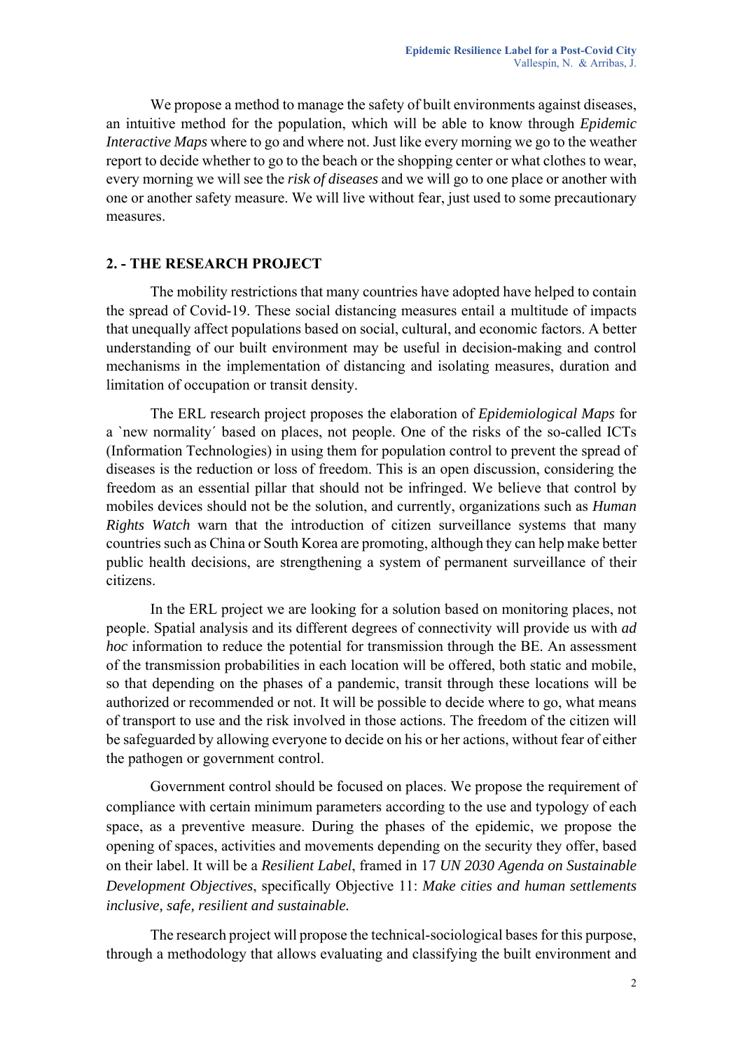We propose a method to manage the safety of built environments against diseases, an intuitive method for the population, which will be able to know through *Epidemic Interactive Maps* where to go and where not. Just like every morning we go to the weather report to decide whether to go to the beach or the shopping center or what clothes to wear, every morning we will see the *risk of diseases* and we will go to one place or another with one or another safety measure. We will live without fear, just used to some precautionary measures.

## 2. - THE RESEARCH PROJECT

The mobility restrictions that many countries have adopted have helped to contain the spread of Covid-19. These social distancing measures entail a multitude of impacts that unequally affect populations based on social, cultural, and economic factors. A better understanding of our built environment may be useful in decision-making and control mechanisms in the implementation of distancing and isolating measures, duration and limitation of occupation or transit density.

The ERL research project proposes the elaboration of *Epidemiological Maps* for a `new normality´ based on places, not people. One of the risks of the so-called ICTs (Information Technologies) in using them for population control to prevent the spread of diseases is the reduction or loss of freedom. This is an open discussion, considering the freedom as an essential pillar that should not be infringed. We believe that control by mobiles devices should not be the solution, and currently, organizations such as *Human Rights Watch* warn that the introduction of citizen surveillance systems that many countries such as China or South Korea are promoting, although they can help make better public health decisions, are strengthening a system of permanent surveillance of their citizens.

In the ERL project we are looking for a solution based on monitoring places, not people. Spatial analysis and its different degrees of connectivity will provide us with *ad hoc* information to reduce the potential for transmission through the BE. An assessment of the transmission probabilities in each location will be offered, both static and mobile, so that depending on the phases of a pandemic, transit through these locations will be authorized or recommended or not. It will be possible to decide where to go, what means of transport to use and the risk involved in those actions. The freedom of the citizen will be safeguarded by allowing everyone to decide on his or her actions, without fear of either the pathogen or government control.

Government control should be focused on places. We propose the requirement of compliance with certain minimum parameters according to the use and typology of each space, as a preventive measure. During the phases of the epidemic, we propose the opening of spaces, activities and movements depending on the security they offer, based on their label. It will be a *Resilient Label*, framed in 17 *UN 2030 Agenda on Sustainable Development Objectives*, specifically Objective 11: *Make cities and human settlements inclusive, safe, resilient and sustainable.*

The research project will propose the technical-sociological bases for this purpose, through a methodology that allows evaluating and classifying the built environment and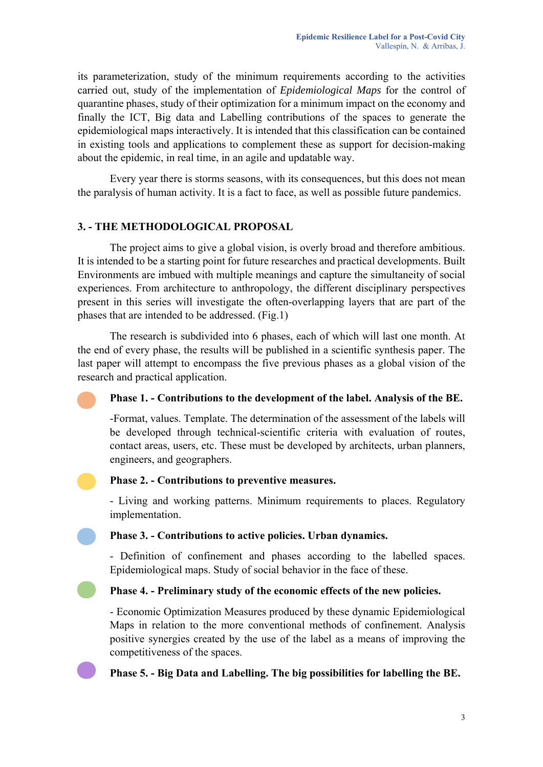its parameterization, study of the minimum requirements according to the activities carried out, study of the implementation of *Epidemiological Maps* for the control of quarantine phases, study of their optimization for a minimum impact on the economy and finally the ICT, Big data and Labelling contributions of the spaces to generate the epidemiological maps interactively. It is intended that this classification can be contained in existing tools and applications to complement these as support for decision-making about the epidemic, in real time, in an agile and updatable way.

Every year there is storms seasons, with its consequences, but this does not mean the paralysis of human activity. It is a fact to face, as well as possible future pandemics.

## 3. - THE METHODOLOGICAL PROPOSAL

The project aims to give a global vision, is overly broad and therefore ambitious. It is intended to be a starting point for future researches and practical developments. Built Environments are imbued with multiple meanings and capture the simultaneity of social experiences. From architecture to anthropology, the different disciplinary perspectives present in this series will investigate the often-overlapping layers that are part of the phases that are intended to be addressed. (Fig.1)

The research is subdivided into 6 phases, each of which will last one month. At the end of every phase, the results will be published in a scientific synthesis paper. The last paper will attempt to encompass the five previous phases as a global vision of the research and practical application.

**Phase 1. - Contributions to the development of the label. Analysis of the BE.**

-Format, values. Template. The determination of the assessment of the labels will be developed through technical-scientific criteria with evaluation of routes, contact areas, users, etc. These must be developed by architects, urban planners, engineers, and geographers.

**Phase 2. - Contributions to preventive measures.**

- Living and working patterns. Minimum requirements to places. Regulatory implementation.

**Phase 3. - Contributions to active policies. Urban dynamics.**

- Definition of confinement and phases according to the labelled spaces. Epidemiological maps. Study of social behavior in the face of these.

**Phase 4. - Preliminary study of the economic effects of the new policies.**

- Economic Optimization Measures produced by these dynamic Epidemiological Maps in relation to the more conventional methods of confinement. Analysis positive synergies created by the use of the label as a means of improving the competitiveness of the spaces.

**Phase 5. - Big Data and Labelling. The big possibilities for labelling the BE.**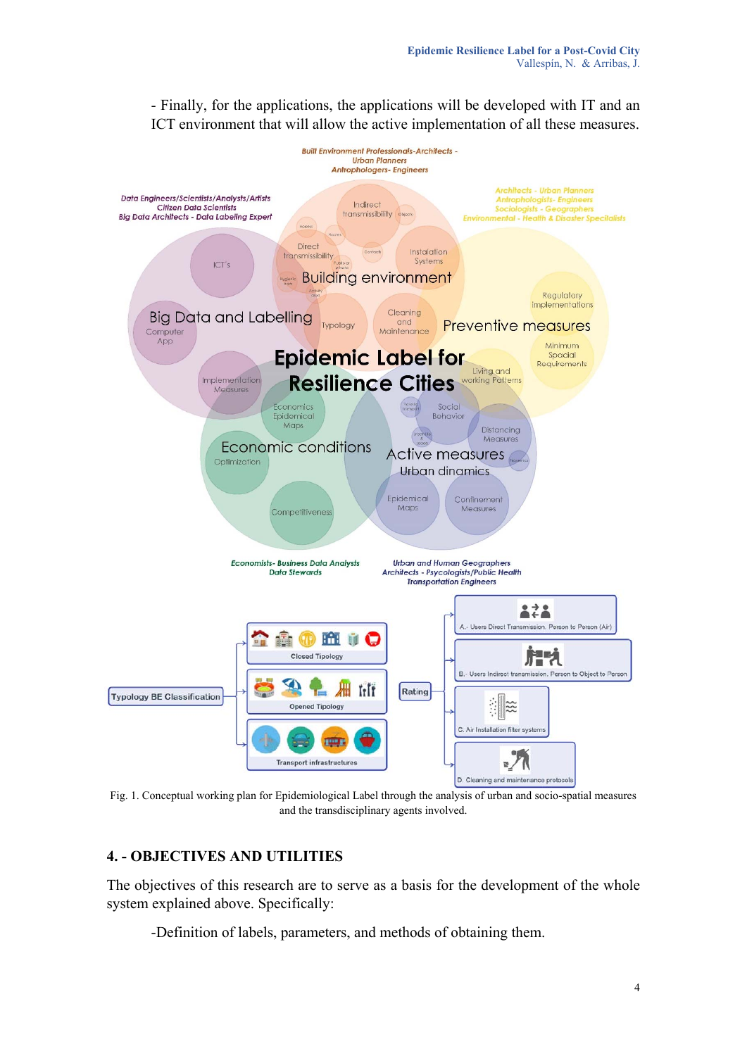- Finally, for the applications, the applications will be developed with IT and an ICT environment that will allow the active implementation of all these measures.

Fig. 1. Conceptual working plan for Epidemiological Label through the analysis of urban and socio-spatial measures and the transdisciplinary agents involved.

## 4. - OBJECTIVES AND UTILITIES

The objectives of this research are to serve as a basis for the development of the whole system explained above. Specifically:

-Definition of labels, parameters, and methods of obtaining them.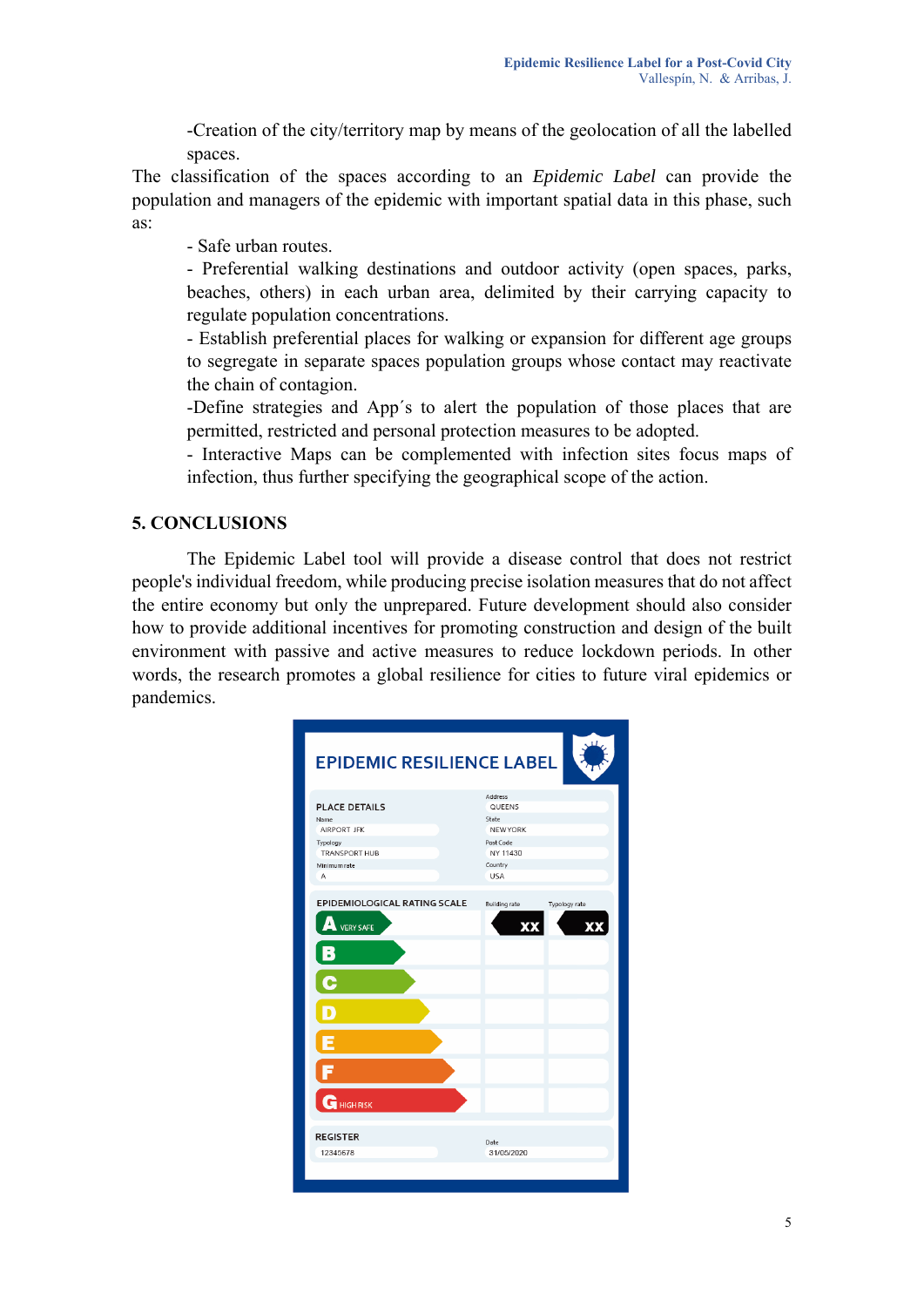-Creation of the city/territory map by means of the geolocation of all the labelled spaces.

The classification of the spaces according to an *Epidemic Label* can provide the population and managers of the epidemic with important spatial data in this phase, such as:

- Safe urban routes.
- Preferential walking destinations and outdoor activity (open spaces, parks, beaches, others) in each urban area, delimited by their carrying capacity to regulate population concentrations.
- Establish preferential places for walking or expansion for different age groups to segregate in separate spaces population groups whose contact may reactivate the chain of contagion.
- Define strategies and App´s to alert the population of those places that are permitted, restricted and personal protection measures to be adopted.
- Interactive Maps can be complemented with infection sites focus maps of infection, thus further specifying the geographical scope of the action.

## 5. CONCLUSIONS

The Epidemic Label tool will provide a disease control that does not restrict people's individual freedom, while producing precise isolation measures that do not affect the entire economy but only the unprepared. Future development should also consider how to provide additional incentives for promoting construction and design of the built environment with passive and active measures to reduce lockdown periods. In other words, the research promotes a global resilience for cities to future viral epidemics or pandemics.

**EPIDEMIC RESILIENCE LABEL**

PLACE DETAILS

| Field | Value | Field | Value |
|---|---|---|---|
| Name | AIRPORT JFK | Address | QUEENS |
| Typology | TRANSPORT HUB | State | NEW YORK |
| Minimum rate | A | Post Code | NY 11430 |
| | | Country | USA |

EPIDEMIOLOGICAL RATING SCALE

| Rating | Building rate | Typology rate |
|---|---|---|
| A VERY SAFE | XX | XX |
| B | | |
| C | | |
| D | | |
| E | | |
| F | | |
| G HIGH RISK | | |

REGISTER: 12345678 — Date: 31/05/2020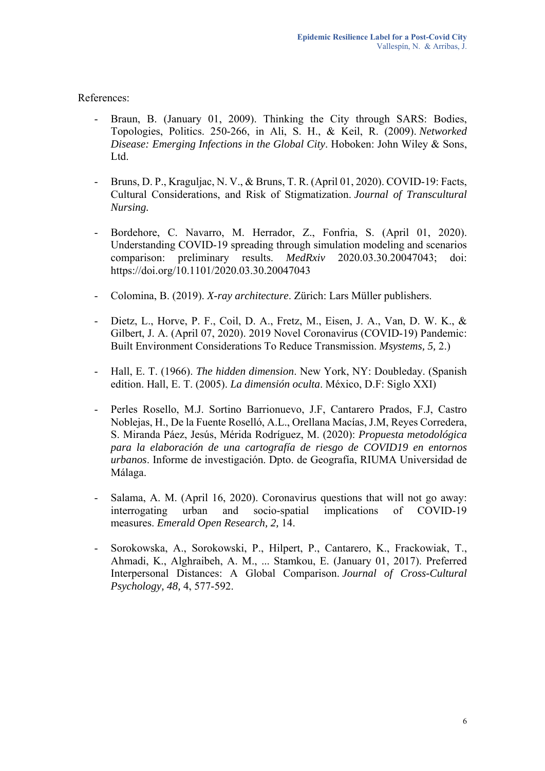References:

- Braun, B. (January 01, 2009). Thinking the City through SARS: Bodies, Topologies, Politics. 250-266, in Ali, S. H., & Keil, R. (2009). *Networked Disease: Emerging Infections in the Global City*. Hoboken: John Wiley & Sons, Ltd.

- Bruns, D. P., Kraguljac, N. V., & Bruns, T. R. (April 01, 2020). COVID-19: Facts, Cultural Considerations, and Risk of Stigmatization. *Journal of Transcultural Nursing.*

- Bordehore, C. Navarro, M. Herrador, Z., Fonfria, S. (April 01, 2020). Understanding COVID-19 spreading through simulation modeling and scenarios comparison: preliminary results. *MedRxiv* 2020.03.30.20047043; doi: https://doi.org/10.1101/2020.03.30.20047043

- Colomina, B. (2019). *X-ray architecture*. Zürich: Lars Müller publishers.

- Dietz, L., Horve, P. F., Coil, D. A., Fretz, M., Eisen, J. A., Van, D. W. K., & Gilbert, J. A. (April 07, 2020). 2019 Novel Coronavirus (COVID-19) Pandemic: Built Environment Considerations To Reduce Transmission. *Msystems, 5,* 2.)

- Hall, E. T. (1966). *The hidden dimension*. New York, NY: Doubleday. (Spanish edition. Hall, E. T. (2005). *La dimensión oculta*. México, D.F: Siglo XXI)

- Perles Rosello, M.J. Sortino Barrionuevo, J.F, Cantarero Prados, F.J, Castro Noblejas, H., De la Fuente Roselló, A.L., Orellana Macías, J.M, Reyes Corredera, S. Miranda Páez, Jesús, Mérida Rodríguez, M. (2020): *Propuesta metodológica para la elaboración de una cartografía de riesgo de COVID19 en entornos urbanos*. Informe de investigación. Dpto. de Geografía, RIUMA Universidad de Málaga.

- Salama, A. M. (April 16, 2020). Coronavirus questions that will not go away: interrogating urban and socio-spatial implications of COVID-19 measures. *Emerald Open Research, 2,* 14.

- Sorokowska, A., Sorokowski, P., Hilpert, P., Cantarero, K., Frackowiak, T., Ahmadi, K., Alghraibeh, A. M., ... Stamkou, E. (January 01, 2017). Preferred Interpersonal Distances: A Global Comparison. *Journal of Cross-Cultural Psychology, 48,* 4, 577-592.